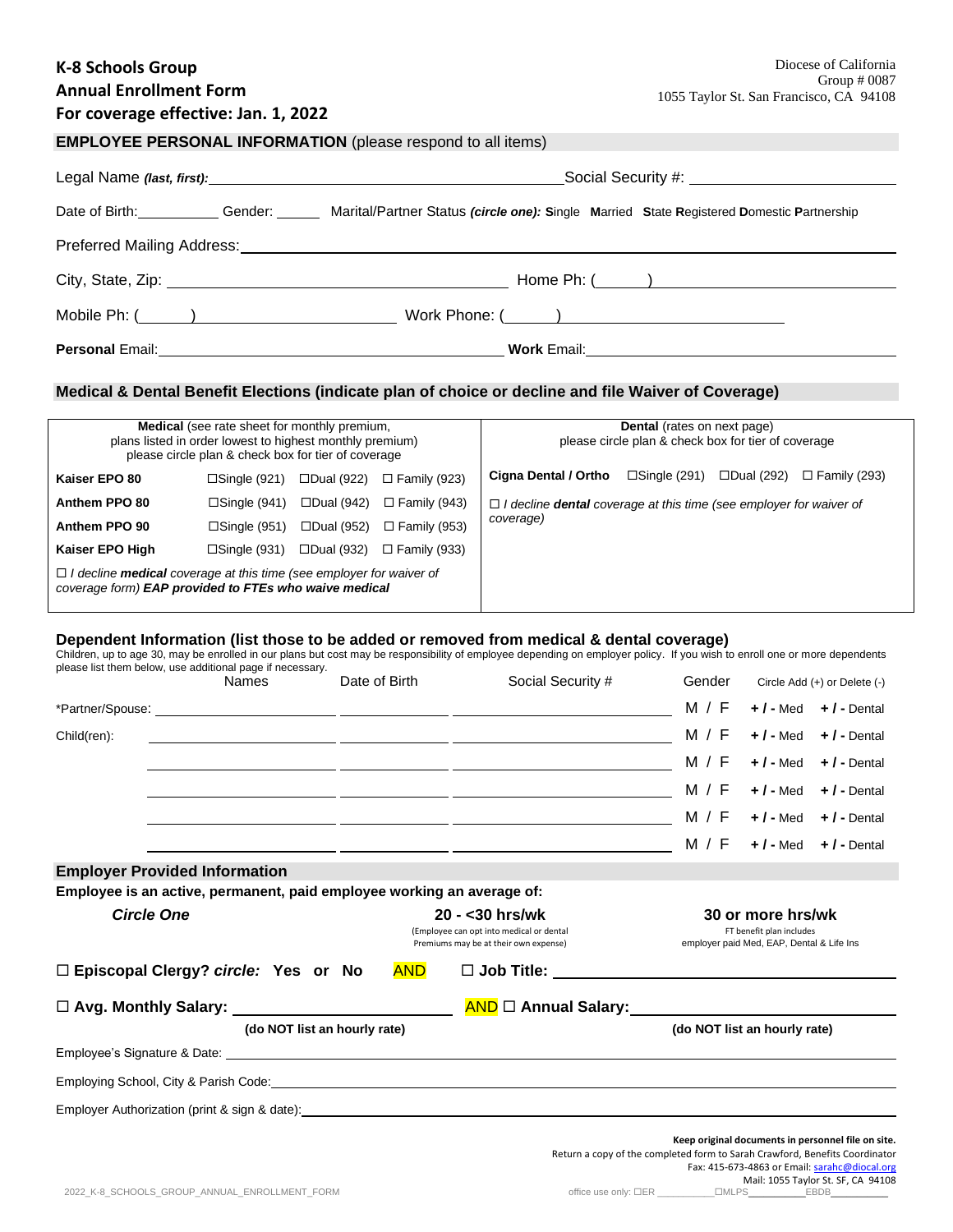# K-8 Schools Group
## Annual Enrollment Form
## For coverage effective: Jan. 1, 2022

Diocese of California
Group # 0087
1055 Taylor St. San Francisco, CA 94108

### EMPLOYEE PERSONAL INFORMATION (please respond to all items)

Legal Name ***(last, first):*** ______________________ Social Security #: ______________________

Date of Birth: __________ Gender: ______ Marital/Partner Status ***(circle one):*** **S**ingle **M**arried **S**tate **R**egistered **D**omestic **P**artnership

Preferred Mailing Address: ______________________

City, State, Zip: ______________________ Home Ph: (      ) ______________________

Mobile Ph: (      ) ______________________ Work Phone: (      ) ______________________

**Personal** Email: ______________________ **Work** Email: ______________________

### Medical & Dental Benefit Elections (indicate plan of choice or decline and file Waiver of Coverage)

| **Medical** (see rate sheet for monthly premium, plans listed in order lowest to highest monthly premium) please circle plan & check box for tier of coverage | | | | **Dental** (rates on next page) please circle plan & check box for tier of coverage | | | |
|---|---|---|---|---|---|---|---|
| **Kaiser EPO 80** | ☐Single (921) | ☐Dual (922) | ☐ Family (923) | **Cigna Dental / Ortho** | ☐Single (291) | ☐Dual (292) | ☐ Family (293) |
| **Anthem PPO 80** | ☐Single (941) | ☐Dual (942) | ☐ Family (943) | ☐ *I decline **dental** coverage at this time (see employer for waiver of coverage)* | | | |
| **Anthem PPO 90** | ☐Single (951) | ☐Dual (952) | ☐ Family (953) | | | | |
| **Kaiser EPO High** | ☐Single (931) | ☐Dual (932) | ☐ Family (933) | | | | |
| ☐ *I decline **medical** coverage at this time (see employer for waiver of coverage form)* ***EAP provided to FTEs who waive medical*** | | | | | | | |

### Dependent Information (list those to be added or removed from medical & dental coverage)

Children, up to age 30, may be enrolled in our plans but cost may be responsibility of employee depending on employer policy. If you wish to enroll one or more dependents please list them below, use additional page if necessary.

| | Names | Date of Birth | Social Security # | Gender | Circle Add (+) or Delete (-) | |
|---|---|---|---|---|---|---|
| *Partner/Spouse: | | | | M / F | **+ / -** Med | **+ / -** Dental |
| Child(ren): | | | | M / F | **+ / -** Med | **+ / -** Dental |
| | | | | M / F | **+ / -** Med | **+ / -** Dental |
| | | | | M / F | **+ / -** Med | **+ / -** Dental |
| | | | | M / F | **+ / -** Med | **+ / -** Dental |
| | | | | M / F | **+ / -** Med | **+ / -** Dental |

### Employer Provided Information

**Employee is an active, permanent, paid employee working an average of:**

| ***Circle One*** | **20 - <30 hrs/wk** (Employee can opt into medical or dental Premiums may be at their own expense) | **30 or more hrs/wk** FT benefit plan includes employer paid Med, EAP, Dental & Life Ins |
|---|---|---|

☐ **Episcopal Clergy?** ***circle:*** **Yes or No** AND ☐ **Job Title:** ______________________

☐ **Avg. Monthly Salary:** ______________________ **(do NOT list an hourly rate)** AND ☐ **Annual Salary:** ______________________ **(do NOT list an hourly rate)**

Employee's Signature & Date: ______________________

Employing School, City & Parish Code: ______________________

Employer Authorization (print & sign & date): ______________________

**Keep original documents in personnel file on site.**
Return a copy of the completed form to Sarah Crawford, Benefits Coordinator
Fax: 415-673-4863 or Email: sarahc@diocal.org
Mail: 1055 Taylor St. SF, CA 94108

2022_K-8_SCHOOLS_GROUP_ANNUAL_ENROLLMENT_FORM

office use only: ☐ER __________ ☐MLPS__________ EBDB__________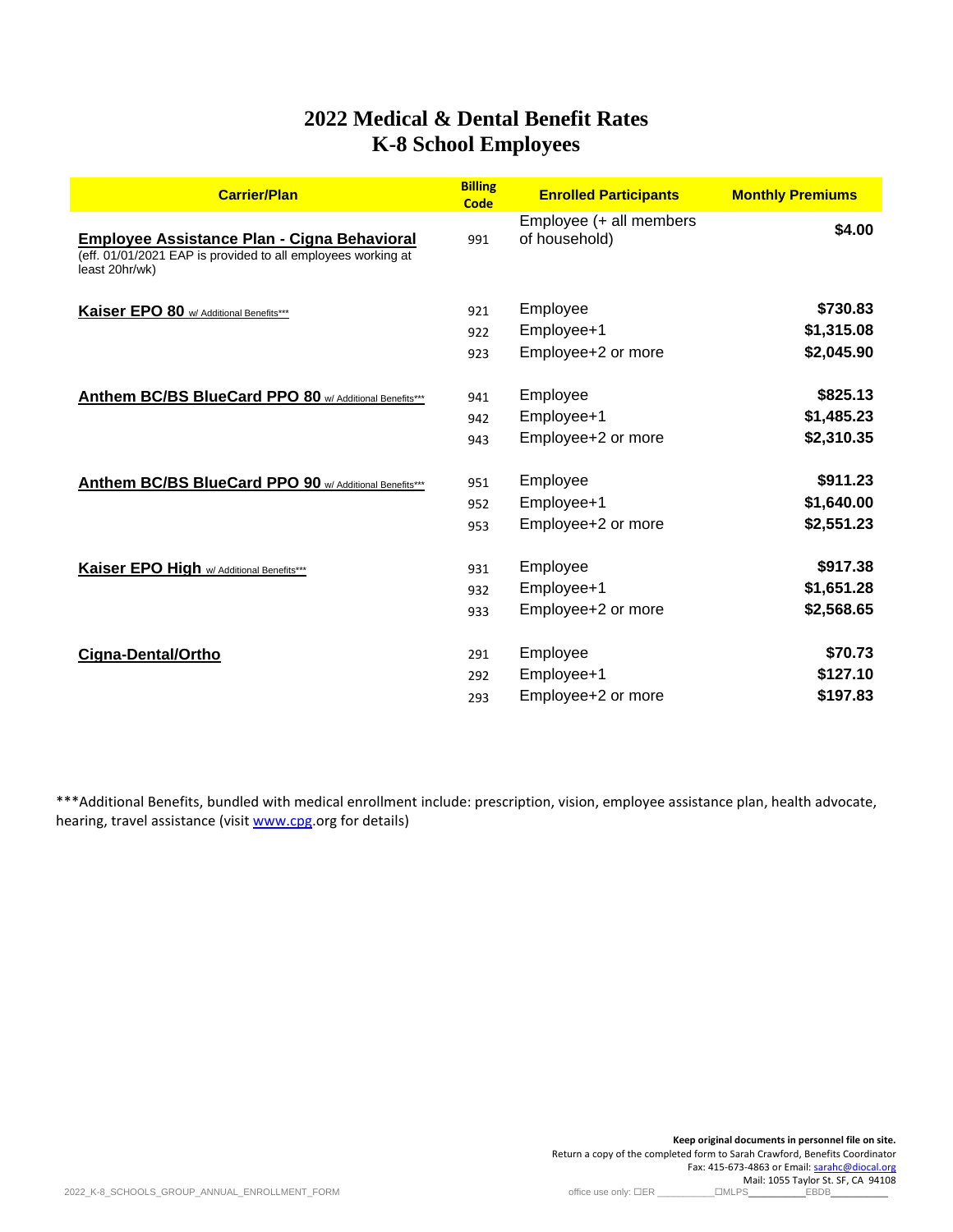# 2022 Medical & Dental Benefit Rates
# K-8 School Employees

| Carrier/Plan | Billing Code | Enrolled Participants | Monthly Premiums |
|---|---|---|---|
| **Employee Assistance Plan - Cigna Behavioral** (eff. 01/01/2021 EAP is provided to all employees working at least 20hr/wk) | 991 | Employee (+ all members of household) | **$4.00** |
| **Kaiser EPO 80** w/ Additional Benefits*** | 921 | Employee | **$730.83** |
| | 922 | Employee+1 | **$1,315.08** |
| | 923 | Employee+2 or more | **$2,045.90** |
| **Anthem BC/BS BlueCard PPO 80** w/ Additional Benefits*** | 941 | Employee | **$825.13** |
| | 942 | Employee+1 | **$1,485.23** |
| | 943 | Employee+2 or more | **$2,310.35** |
| **Anthem BC/BS BlueCard PPO 90** w/ Additional Benefits*** | 951 | Employee | **$911.23** |
| | 952 | Employee+1 | **$1,640.00** |
| | 953 | Employee+2 or more | **$2,551.23** |
| **Kaiser EPO High** w/ Additional Benefits*** | 931 | Employee | **$917.38** |
| | 932 | Employee+1 | **$1,651.28** |
| | 933 | Employee+2 or more | **$2,568.65** |
| **Cigna-Dental/Ortho** | 291 | Employee | **$70.73** |
| | 292 | Employee+1 | **$127.10** |
| | 293 | Employee+2 or more | **$197.83** |

***Additional Benefits, bundled with medical enrollment include: prescription, vision, employee assistance plan, health advocate, hearing, travel assistance (visit www.cpg.org for details)

**Keep original documents in personnel file on site.**
Return a copy of the completed form to Sarah Crawford, Benefits Coordinator
Fax: 415-673-4863 or Email: sarahc@diocal.org
Mail: 1055 Taylor St. SF, CA 94108

2022_K-8_SCHOOLS_GROUP_ANNUAL_ENROLLMENT_FORM

office use only: ☐ER __________ ☐MLPS__________ EBDB__________